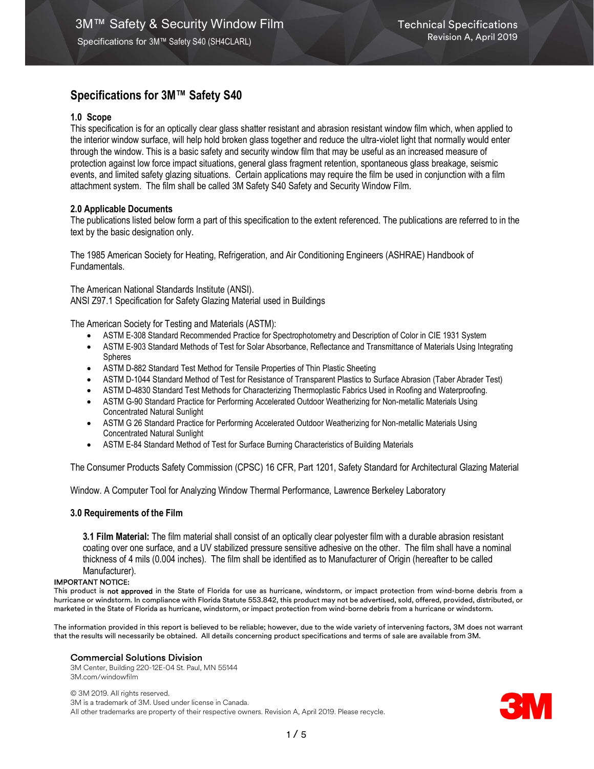# Specifications for 3M™ Safety S40

### 1.0 Scope

This specification is for an optically clear glass shatter resistant and abrasion resistant window film which, when applied to the interior window surface, will help hold broken glass together and reduce the ultra-violet light that normally would enter through the window. This is a basic safety and security window film that may be useful as an increased measure of protection against low force impact situations, general glass fragment retention, spontaneous glass breakage, seismic events, and limited safety glazing situations. Certain applications may require the film be used in conjunction with a film attachment system. The film shall be called 3M Safety S40 Safety and Security Window Film.

### 2.0 Applicable Documents

The publications listed below form a part of this specification to the extent referenced. The publications are referred to in the text by the basic designation only.

The 1985 American Society for Heating, Refrigeration, and Air Conditioning Engineers (ASHRAE) Handbook of Fundamentals.

The American National Standards Institute (ANSI).
ANSI Z97.1 Specification for Safety Glazing Material used in Buildings

The American Society for Testing and Materials (ASTM):

- ASTM E-308 Standard Recommended Practice for Spectrophotometry and Description of Color in CIE 1931 System
- ASTM E-903 Standard Methods of Test for Solar Absorbance, Reflectance and Transmittance of Materials Using Integrating Spheres
- ASTM D-882 Standard Test Method for Tensile Properties of Thin Plastic Sheeting
- ASTM D-1044 Standard Method of Test for Resistance of Transparent Plastics to Surface Abrasion (Taber Abrader Test)
- ASTM D-4830 Standard Test Methods for Characterizing Thermoplastic Fabrics Used in Roofing and Waterproofing.
- ASTM G-90 Standard Practice for Performing Accelerated Outdoor Weatherizing for Non-metallic Materials Using Concentrated Natural Sunlight
- ASTM G 26 Standard Practice for Performing Accelerated Outdoor Weatherizing for Non-metallic Materials Using Concentrated Natural Sunlight
- ASTM E-84 Standard Method of Test for Surface Burning Characteristics of Building Materials

The Consumer Products Safety Commission (CPSC) 16 CFR, Part 1201, Safety Standard for Architectural Glazing Material

Window. A Computer Tool for Analyzing Window Thermal Performance, Lawrence Berkeley Laboratory

### 3.0 Requirements of the Film

**3.1 Film Material:** The film material shall consist of an optically clear polyester film with a durable abrasion resistant coating over one surface, and a UV stabilized pressure sensitive adhesive on the other. The film shall have a nominal thickness of 4 mils (0.004 inches). The film shall be identified as to Manufacturer of Origin (hereafter to be called Manufacturer).

**IMPORTANT NOTICE:**
This product is **not approved** in the State of Florida for use as hurricane, windstorm, or impact protection from wind-borne debris from a hurricane or windstorm. In compliance with Florida Statute 553.842, this product may not be advertised, sold, offered, provided, distributed, or marketed in the State of Florida as hurricane, windstorm, or impact protection from wind-borne debris from a hurricane or windstorm.

The information provided in this report is believed to be reliable; however, due to the wide variety of intervening factors, 3M does not warrant that the results will necessarily be obtained. All details concerning product specifications and terms of sale are available from 3M.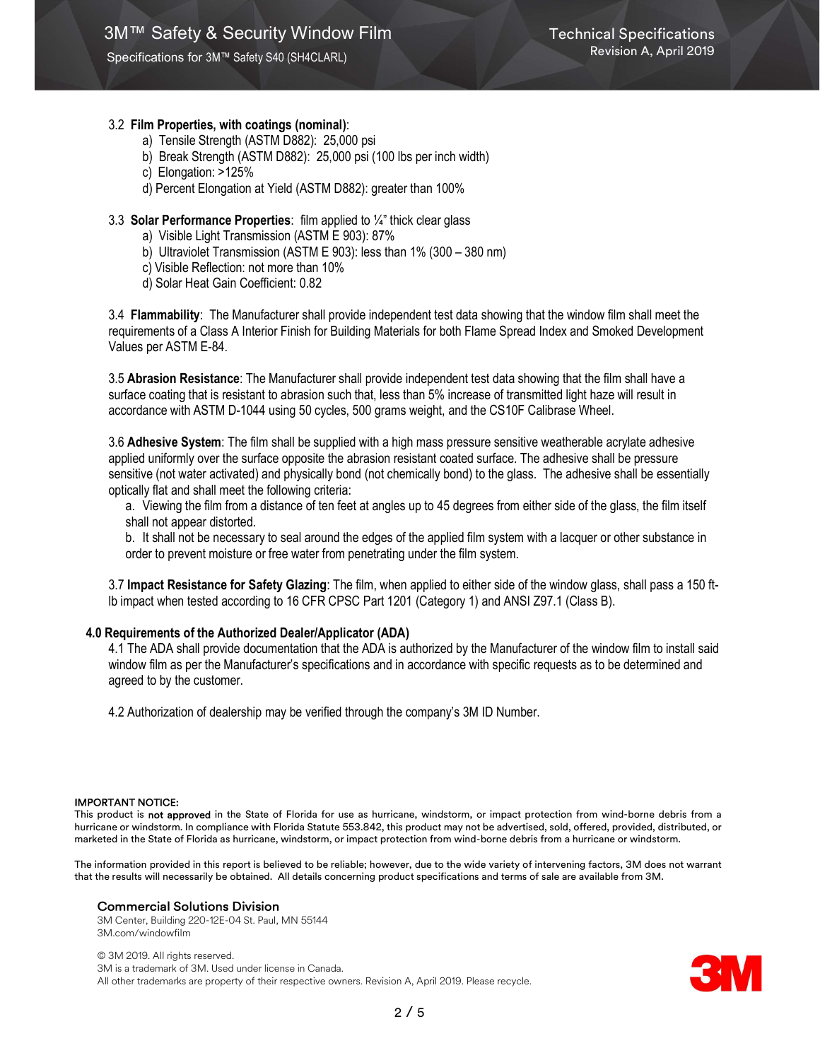3.2 **Film Properties, with coatings (nominal)**:

a) Tensile Strength (ASTM D882): 25,000 psi
b) Break Strength (ASTM D882): 25,000 psi (100 lbs per inch width)
c) Elongation: >125%
d) Percent Elongation at Yield (ASTM D882): greater than 100%

3.3 **Solar Performance Properties**: film applied to ¼" thick clear glass

a) Visible Light Transmission (ASTM E 903): 87%
b) Ultraviolet Transmission (ASTM E 903): less than 1% (300 – 380 nm)
c) Visible Reflection: not more than 10%
d) Solar Heat Gain Coefficient: 0.82

3.4 **Flammability**: The Manufacturer shall provide independent test data showing that the window film shall meet the requirements of a Class A Interior Finish for Building Materials for both Flame Spread Index and Smoked Development Values per ASTM E-84.

3.5 **Abrasion Resistance**: The Manufacturer shall provide independent test data showing that the film shall have a surface coating that is resistant to abrasion such that, less than 5% increase of transmitted light haze will result in accordance with ASTM D-1044 using 50 cycles, 500 grams weight, and the CS10F Calibrase Wheel.

3.6 **Adhesive System**: The film shall be supplied with a high mass pressure sensitive weatherable acrylate adhesive applied uniformly over the surface opposite the abrasion resistant coated surface. The adhesive shall be pressure sensitive (not water activated) and physically bond (not chemically bond) to the glass. The adhesive shall be essentially optically flat and shall meet the following criteria:

a. Viewing the film from a distance of ten feet at angles up to 45 degrees from either side of the glass, the film itself shall not appear distorted.

b. It shall not be necessary to seal around the edges of the applied film system with a lacquer or other substance in order to prevent moisture or free water from penetrating under the film system.

3.7 **Impact Resistance for Safety Glazing**: The film, when applied to either side of the window glass, shall pass a 150 ft-lb impact when tested according to 16 CFR CPSC Part 1201 (Category 1) and ANSI Z97.1 (Class B).

**4.0 Requirements of the Authorized Dealer/Applicator (ADA)**

4.1 The ADA shall provide documentation that the ADA is authorized by the Manufacturer of the window film to install said window film as per the Manufacturer's specifications and in accordance with specific requests as to be determined and agreed to by the customer.

4.2 Authorization of dealership may be verified through the company's 3M ID Number.

**IMPORTANT NOTICE:**
This product is **not approved** in the State of Florida for use as hurricane, windstorm, or impact protection from wind-borne debris from a hurricane or windstorm. In compliance with Florida Statute 553.842, this product may not be advertised, sold, offered, provided, distributed, or marketed in the State of Florida as hurricane, windstorm, or impact protection from wind-borne debris from a hurricane or windstorm.

The information provided in this report is believed to be reliable; however, due to the wide variety of intervening factors, 3M does not warrant that the results will necessarily be obtained. All details concerning product specifications and terms of sale are available from 3M.

**Commercial Solutions Division**
3M Center, Building 220-12E-04 St. Paul, MN 55144
3M.com/windowfilm

© 3M 2019. All rights reserved.
3M is a trademark of 3M. Used under license in Canada.
All other trademarks are property of their respective owners. Revision A, April 2019. Please recycle.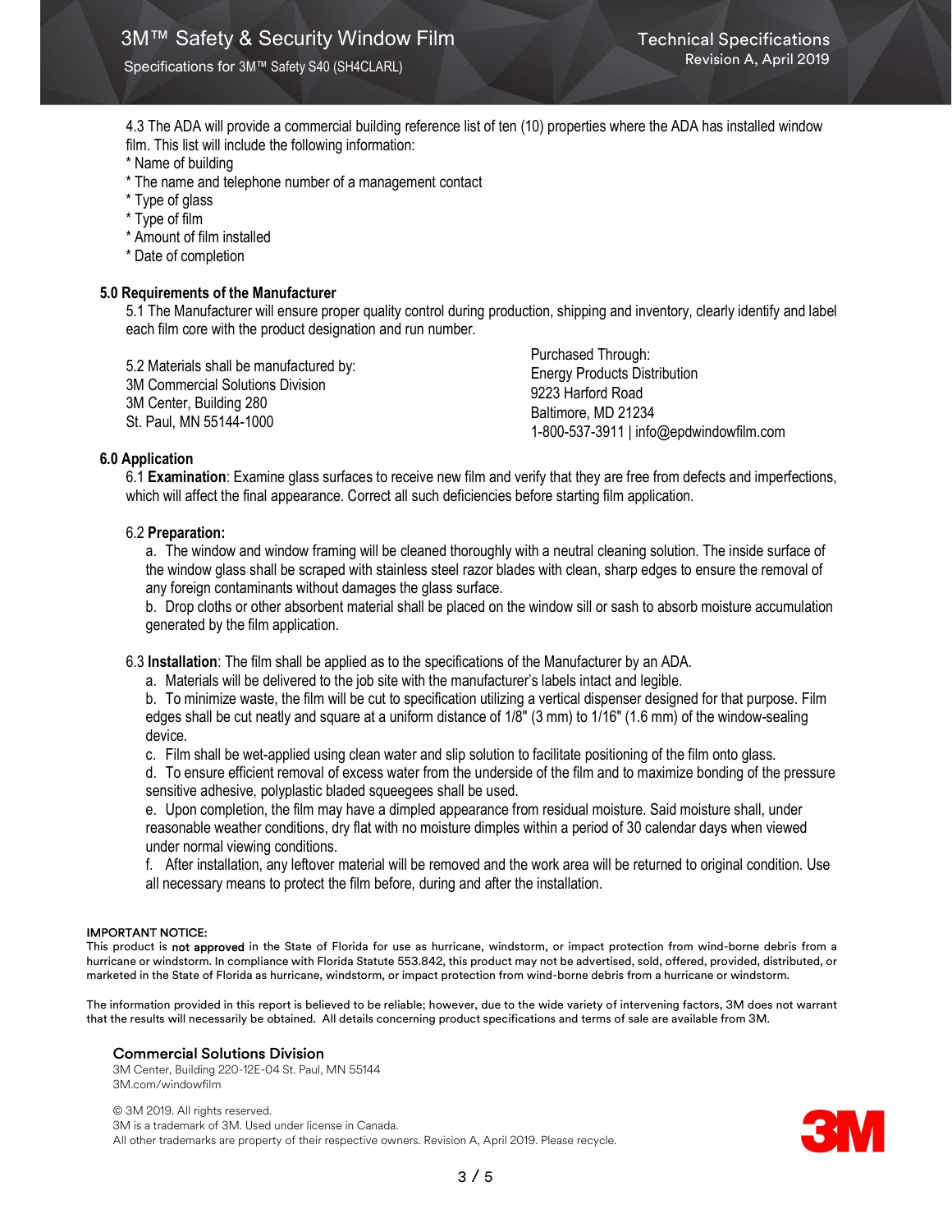4.3 The ADA will provide a commercial building reference list of ten (10) properties where the ADA has installed window film. This list will include the following information:
* Name of building
* The name and telephone number of a management contact
* Type of glass
* Type of film
* Amount of film installed
* Date of completion

**5.0 Requirements of the Manufacturer**

5.1 The Manufacturer will ensure proper quality control during production, shipping and inventory, clearly identify and label each film core with the product designation and run number.

5.2 Materials shall be manufactured by:
3M Commercial Solutions Division
3M Center, Building 280
St. Paul, MN 55144-1000

Purchased Through:
Energy Products Distribution
9223 Harford Road
Baltimore, MD 21234
1-800-537-3911 | info@epdwindowfilm.com

**6.0 Application**

6.1 **Examination**: Examine glass surfaces to receive new film and verify that they are free from defects and imperfections, which will affect the final appearance. Correct all such deficiencies before starting film application.

6.2 **Preparation:**

a. The window and window framing will be cleaned thoroughly with a neutral cleaning solution. The inside surface of the window glass shall be scraped with stainless steel razor blades with clean, sharp edges to ensure the removal of any foreign contaminants without damages the glass surface.

b. Drop cloths or other absorbent material shall be placed on the window sill or sash to absorb moisture accumulation generated by the film application.

6.3 **Installation**: The film shall be applied as to the specifications of the Manufacturer by an ADA.

a. Materials will be delivered to the job site with the manufacturer's labels intact and legible.

b. To minimize waste, the film will be cut to specification utilizing a vertical dispenser designed for that purpose. Film edges shall be cut neatly and square at a uniform distance of 1/8" (3 mm) to 1/16" (1.6 mm) of the window-sealing device.

c. Film shall be wet-applied using clean water and slip solution to facilitate positioning of the film onto glass.

d. To ensure efficient removal of excess water from the underside of the film and to maximize bonding of the pressure sensitive adhesive, polyplastic bladed squeegees shall be used.

e. Upon completion, the film may have a dimpled appearance from residual moisture. Said moisture shall, under reasonable weather conditions, dry flat with no moisture dimples within a period of 30 calendar days when viewed under normal viewing conditions.

f. After installation, any leftover material will be removed and the work area will be returned to original condition. Use all necessary means to protect the film before, during and after the installation.

**IMPORTANT NOTICE:**
This product is **not approved** in the State of Florida for use as hurricane, windstorm, or impact protection from wind-borne debris from a hurricane or windstorm. In compliance with Florida Statute 553.842, this product may not be advertised, sold, offered, provided, distributed, or marketed in the State of Florida as hurricane, windstorm, or impact protection from wind-borne debris from a hurricane or windstorm.

The information provided in this report is believed to be reliable; however, due to the wide variety of intervening factors, 3M does not warrant that the results will necessarily be obtained. All details concerning product specifications and terms of sale are available from 3M.

**Commercial Solutions Division**
3M Center, Building 220-12E-04 St. Paul, MN 55144
3M.com/windowfilm

© 3M 2019. All rights reserved.
3M is a trademark of 3M. Used under license in Canada.
All other trademarks are property of their respective owners. Revision A, April 2019. Please recycle.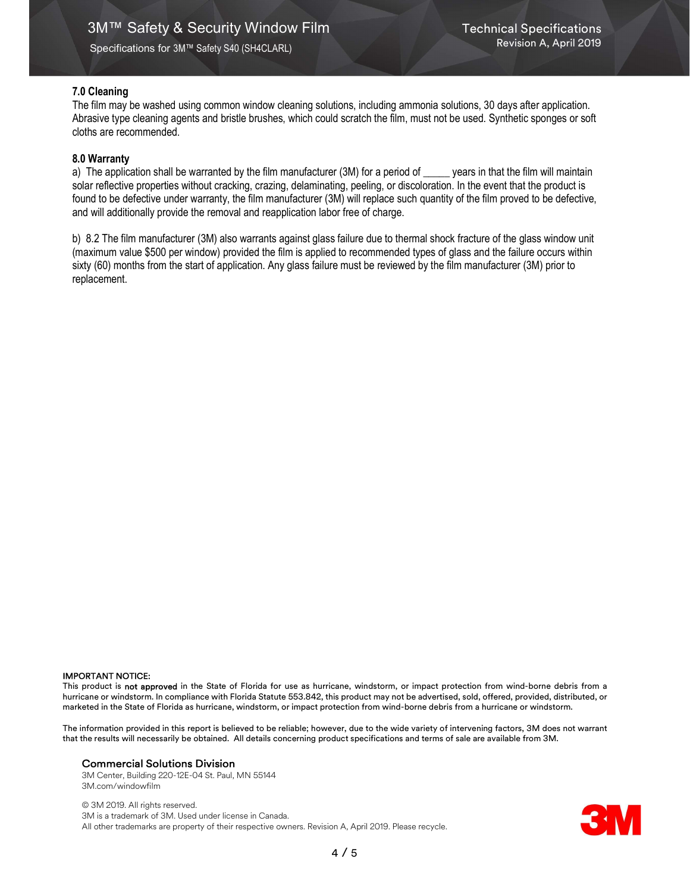### 7.0 Cleaning

The film may be washed using common window cleaning solutions, including ammonia solutions, 30 days after application. Abrasive type cleaning agents and bristle brushes, which could scratch the film, must not be used. Synthetic sponges or soft cloths are recommended.

### 8.0 Warranty

a) The application shall be warranted by the film manufacturer (3M) for a period of _____ years in that the film will maintain solar reflective properties without cracking, crazing, delaminating, peeling, or discoloration. In the event that the product is found to be defective under warranty, the film manufacturer (3M) will replace such quantity of the film proved to be defective, and will additionally provide the removal and reapplication labor free of charge.

b) 8.2 The film manufacturer (3M) also warrants against glass failure due to thermal shock fracture of the glass window unit (maximum value $500 per window) provided the film is applied to recommended types of glass and the failure occurs within sixty (60) months from the start of application. Any glass failure must be reviewed by the film manufacturer (3M) prior to replacement.

IMPORTANT NOTICE:
This product is **not approved** in the State of Florida for use as hurricane, windstorm, or impact protection from wind-borne debris from a hurricane or windstorm. In compliance with Florida Statute 553.842, this product may not be advertised, sold, offered, provided, distributed, or marketed in the State of Florida as hurricane, windstorm, or impact protection from wind-borne debris from a hurricane or windstorm.

The information provided in this report is believed to be reliable; however, due to the wide variety of intervening factors, 3M does not warrant that the results will necessarily be obtained. All details concerning product specifications and terms of sale are available from 3M.

**Commercial Solutions Division**
3M Center, Building 220-12E-04 St. Paul, MN 55144
3M.com/windowfilm

© 3M 2019. All rights reserved.
3M is a trademark of 3M. Used under license in Canada.
All other trademarks are property of their respective owners. Revision A, April 2019. Please recycle.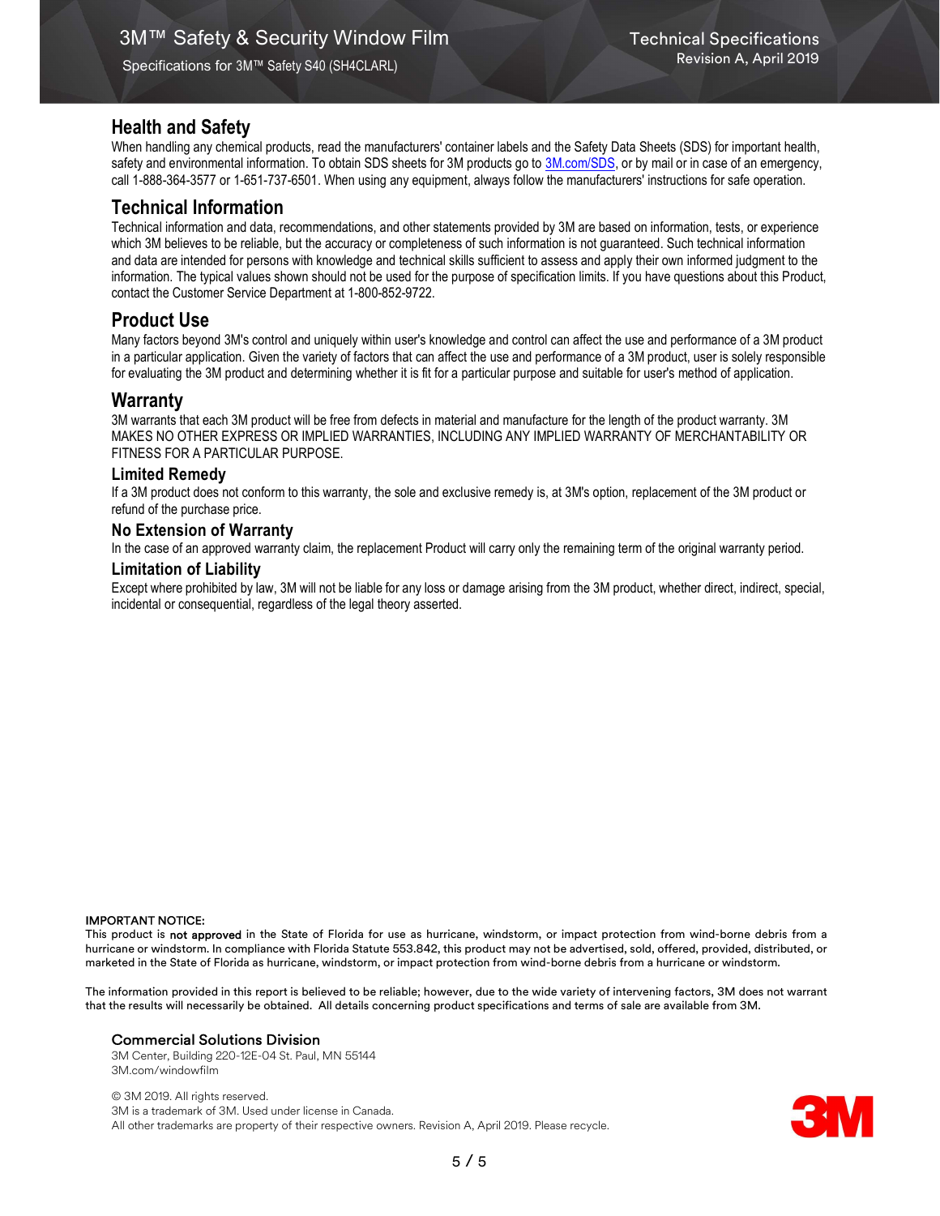## Health and Safety

When handling any chemical products, read the manufacturers' container labels and the Safety Data Sheets (SDS) for important health, safety and environmental information. To obtain SDS sheets for 3M products go to 3M.com/SDS, or by mail or in case of an emergency, call 1-888-364-3577 or 1-651-737-6501. When using any equipment, always follow the manufacturers' instructions for safe operation.

## Technical Information

Technical information and data, recommendations, and other statements provided by 3M are based on information, tests, or experience which 3M believes to be reliable, but the accuracy or completeness of such information is not guaranteed. Such technical information and data are intended for persons with knowledge and technical skills sufficient to assess and apply their own informed judgment to the information. The typical values shown should not be used for the purpose of specification limits. If you have questions about this Product, contact the Customer Service Department at 1-800-852-9722.

## Product Use

Many factors beyond 3M's control and uniquely within user's knowledge and control can affect the use and performance of a 3M product in a particular application. Given the variety of factors that can affect the use and performance of a 3M product, user is solely responsible for evaluating the 3M product and determining whether it is fit for a particular purpose and suitable for user's method of application.

## Warranty

3M warrants that each 3M product will be free from defects in material and manufacture for the length of the product warranty. 3M MAKES NO OTHER EXPRESS OR IMPLIED WARRANTIES, INCLUDING ANY IMPLIED WARRANTY OF MERCHANTABILITY OR FITNESS FOR A PARTICULAR PURPOSE.

### Limited Remedy

If a 3M product does not conform to this warranty, the sole and exclusive remedy is, at 3M's option, replacement of the 3M product or refund of the purchase price.

### No Extension of Warranty

In the case of an approved warranty claim, the replacement Product will carry only the remaining term of the original warranty period.

### Limitation of Liability

Except where prohibited by law, 3M will not be liable for any loss or damage arising from the 3M product, whether direct, indirect, special, incidental or consequential, regardless of the legal theory asserted.

**IMPORTANT NOTICE:**
This product is **not approved** in the State of Florida for use as hurricane, windstorm, or impact protection from wind-borne debris from a hurricane or windstorm. In compliance with Florida Statute 553.842, this product may not be advertised, sold, offered, provided, distributed, or marketed in the State of Florida as hurricane, windstorm, or impact protection from wind-borne debris from a hurricane or windstorm.

The information provided in this report is believed to be reliable; however, due to the wide variety of intervening factors, 3M does not warrant that the results will necessarily be obtained. All details concerning product specifications and terms of sale are available from 3M.

**Commercial Solutions Division**
3M Center, Building 220-12E-04 St. Paul, MN 55144
3M.com/windowfilm

© 3M 2019. All rights reserved.
3M is a trademark of 3M. Used under license in Canada.
All other trademarks are property of their respective owners. Revision A, April 2019. Please recycle.